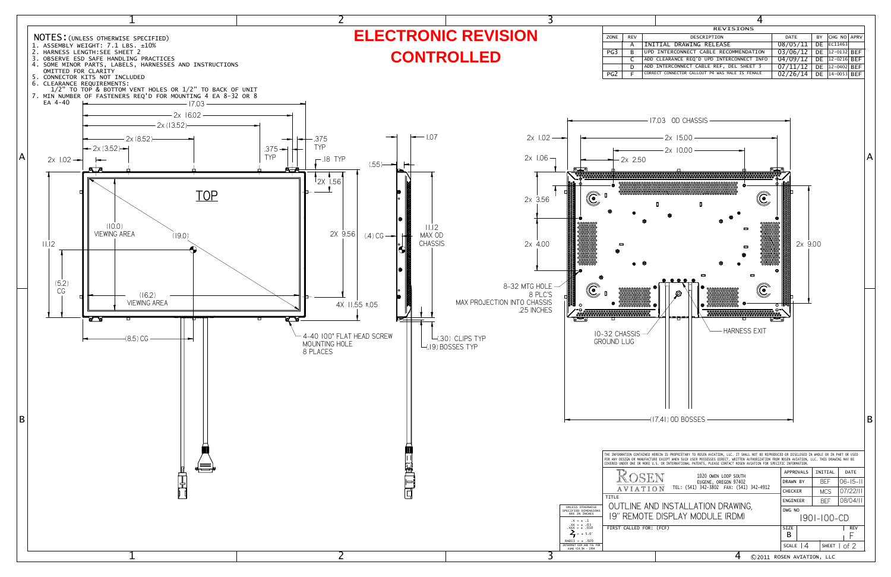# ELECTRONIC REVISION CONTROLLED

NOTES: (UNLESS OTHERWISE SPECIFIED)

1. ASSEMBLY WEIGHT: 7.1 LBS. ±10%
2. HARNESS LENGTH: SEE SHEET 2
3. OBSERVE ESD SAFE HANDLING PRACTICES
4. SOME MINOR PARTS, LABELS, HARNESSES AND INSTRUCTIONS OMITTED FOR CLARITY
5. CONNECTOR KITS NOT INCLUDED
6. CLEARANCE REQUIREMENTS:
   1/2" TO TOP & BOTTOM VENT HOLES OR 1/2" TO BACK OF UNIT
7. MIN NUMBER OF FASTENERS REQ'D FOR MOUNTING 4 EA 8-32 OR 8 EA 4-40

REVISIONS

| ZONE | REV | DESCRIPTION | DATE | BY | CHG NO | APRV |
|---|---|---|---|---|---|---|
| | A | INITIAL DRAWING RELEASE | 08/05/11 | DE | EC11463 | |
| PG3 | B | UPD INTERCONNECT CABLE RECOMMENDATION | 03/06/12 | DE | 12-0132 | BEF |
| | C | ADD CLEARANCE REQ'D UPD INTERCONNECT INFO | 04/09/12 | DE | 12-0216 | BEF |
| | D | ADD INTERCONNECT CABLE REF, DEL SHEET 3 | 07/11/12 | DE | 12-0402 | BEF |
| PG2 | F | CORRECT CONNECTOR CALLOUT P4 WAS MALE IS FEMALE | 02/26/14 | DE | 14-0053 | BEF |

TOP

17.03; 2x 16.02; 2x (13.52); 2x (8.52); 2x (3.52); 2x 1.02; .375 TYP; .375 TYP; .18 TYP; 2x 1.56; (10.0) VIEWING AREA; (19.0); 11.12; (5.2) CG; (16.2) VIEWING AREA; (8.5) CG; 2X 9.56; 4X 11.55 ±.05; 4-40 100° FLAT HEAD SCREW MOUNTING HOLE 8 PLACES

1.07; (.55); (.4) CG; 11.12 MAX OD CHASSIS; (.30) CLIPS TYP; (.19) BOSSES TYP

17.03 OD CHASSIS; 2x 15.00; 2x 10.00; 2x 2.50; 2x 1.02; 2x 1.06; 2x 3.56; 2x 4.00; 2x 9.00; 8-32 MTG HOLE 8 PLC'S MAX PROJECTION INTO CHASSIS .25 INCHES; 10-32 CHASSIS GROUND LUG; HARNESS EXIT; (17.41) OD BOSSES

THE INFORMATION CONTAINED HEREIN IS PROPRIETARY TO ROSEN AVIATION, LLC. IT SHALL NOT BE REPRODUCED OR DISCLOSED IN WHOLE OR IN PART OR USED FOR ANY DESIGN OR MANUFACTURE EXCEPT WHEN SUCH USER POSSESSES DIRECT, WRITTEN AUTHORIZATION FROM ROSEN AVIATION, LLC. THIS DRAWING MAY BE COVERED UNDER ONE OR MORE U.S. OR INTERNATIONAL PATENTS, PLEASE CONTACT ROSEN AVIATION FOR SPECIFIC INFORMATION.

ROSEN AVIATION
1020 OWEN LOOP SOUTH
EUGENE, OREGON 97402
TEL: (541) 342-3802 FAX: (541) 342-4912

UNLESS OTHERWISE SPECIFIED DIMENSIONS ARE IN INCHES
.X = ± .1
.XX = ± .03
.XXX = ± .010
∠ = ± 5.0°
RADII = ± .020
INTERPRET DIM AND TOL PER ASME Y14.5M - 1994

TITLE: OUTLINE AND INSTALLATION DRAWING, 19" REMOTE DISPLAY MODULE (RDM)

FIRST CALLED FOR: (FCF)

| APPROVALS | INITIAL | DATE |
|---|---|---|
| DRAWN BY | BEF | 06-15-11 |
| CHECKER | MCS | 07/22/11 |
| ENGINEER | BEF | 08/04/11 |

DWG NO: 1901-100-CD
SIZE: B
REV: F
SCALE: 1:4
SHEET 1 of 2

©2011 ROSEN AVIATION, LLC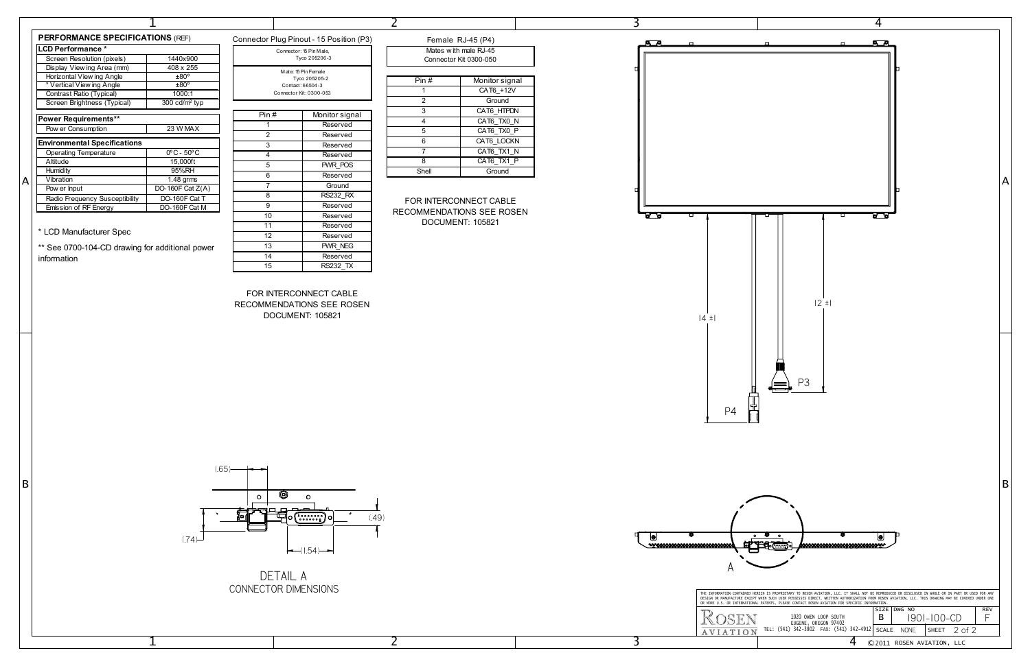## PERFORMANCE SPECIFICATIONS (REF)

| LCD Performance * | |
|---|---|
| Screen Resolution (pixels) | 1440x900 |
| Display Viewing Area (mm) | 408 x 255 |
| Horizontal Viewing Angle | ±80° |
| * Vertical Viewing Angle | ±80° |
| Contrast Ratio (Typical) | 1000:1 |
| Screen Brightness (Typical) | 300 cd/m² typ |

| Power Requirements** | |
|---|---|
| Power Consumption | 23 W MAX |

| Environmental Specifications | |
|---|---|
| Operating Temperature | 0°C - 50°C |
| Altitude | 15,000ft |
| Humidity | 95%RH |
| Vibration | 1.48 grms |
| Power Input | DO-160F Cat Z(A) |
| Radio Frequency Susceptibility | DO-160F Cat T |
| Emission of RF Energy | DO-160F Cat M |

* LCD Manufacturer Spec

** See 0700-104-CD drawing for additional power information

### Connector Plug Pinout - 15 Position (P3)

Connector: 15 Pin Male, Tyco 205206-3

Mate: 15 Pin Female Tyco 205205-2
Contact: 66504-3
Connector Kit: 0300-053

| Pin # | Monitor signal |
|---|---|
| 1 | Reserved |
| 2 | Reserved |
| 3 | Reserved |
| 4 | Reserved |
| 5 | PWR_POS |
| 6 | Reserved |
| 7 | Ground |
| 8 | RS232_RX |
| 9 | Reserved |
| 10 | Reserved |
| 11 | Reserved |
| 12 | Reserved |
| 13 | PWR_NEG |
| 14 | Reserved |
| 15 | RS232_TX |

FOR INTERCONNECT CABLE RECOMMENDATIONS SEE ROSEN DOCUMENT: 105821

### Female RJ-45 (P4)

Mates with male RJ-45
Connector Kit 0300-050

| Pin # | Monitor signal |
|---|---|
| 1 | CAT6_+12V |
| 2 | Ground |
| 3 | CAT6_HTPDN |
| 4 | CAT6_TX0_N |
| 5 | CAT6_TX0_P |
| 6 | CAT6_LOCKN |
| 7 | CAT6_TX1_N |
| 8 | CAT6_TX1_P |
| Shell | Ground |

FOR INTERCONNECT CABLE RECOMMENDATIONS SEE ROSEN DOCUMENT: 105821

(.65)
(.49)
(.74)
(1.54)

DETAIL A
CONNECTOR DIMENSIONS

14 ±1
12 ±1
P3
P4
A

THE INFORMATION CONTAINED HEREIN IS PROPRIETARY TO ROSEN AVIATION, LLC. IT SHALL NOT BE REPRODUCED OR DISCLOSED IN WHOLE OR IN PART OR USED FOR ANY DESIGN OR MANUFACTURE EXCEPT WHEN SUCH USER POSSESSES DIRECT, WRITTEN AUTHORIZATION FROM ROSEN AVIATION, LLC. THIS DRAWING MAY BE COVERED UNDER ONE OR MORE U.S. OR INTERNATIONAL PATENTS, PLEASE CONTACT ROSEN AVIATION FOR SPECIFIC INFORMATION.

ROSEN AVIATION
1020 OWEN LOOP SOUTH
EUGENE, OREGON 97402
TEL: (541) 342-3802 FAX: (541) 342-4912

| SIZE | DWG NO | REV |
|---|---|---|
| B | 1901-100-CD | F |
| SCALE NONE | SHEET 2 of 2 | |

©2011 ROSEN AVIATION, LLC